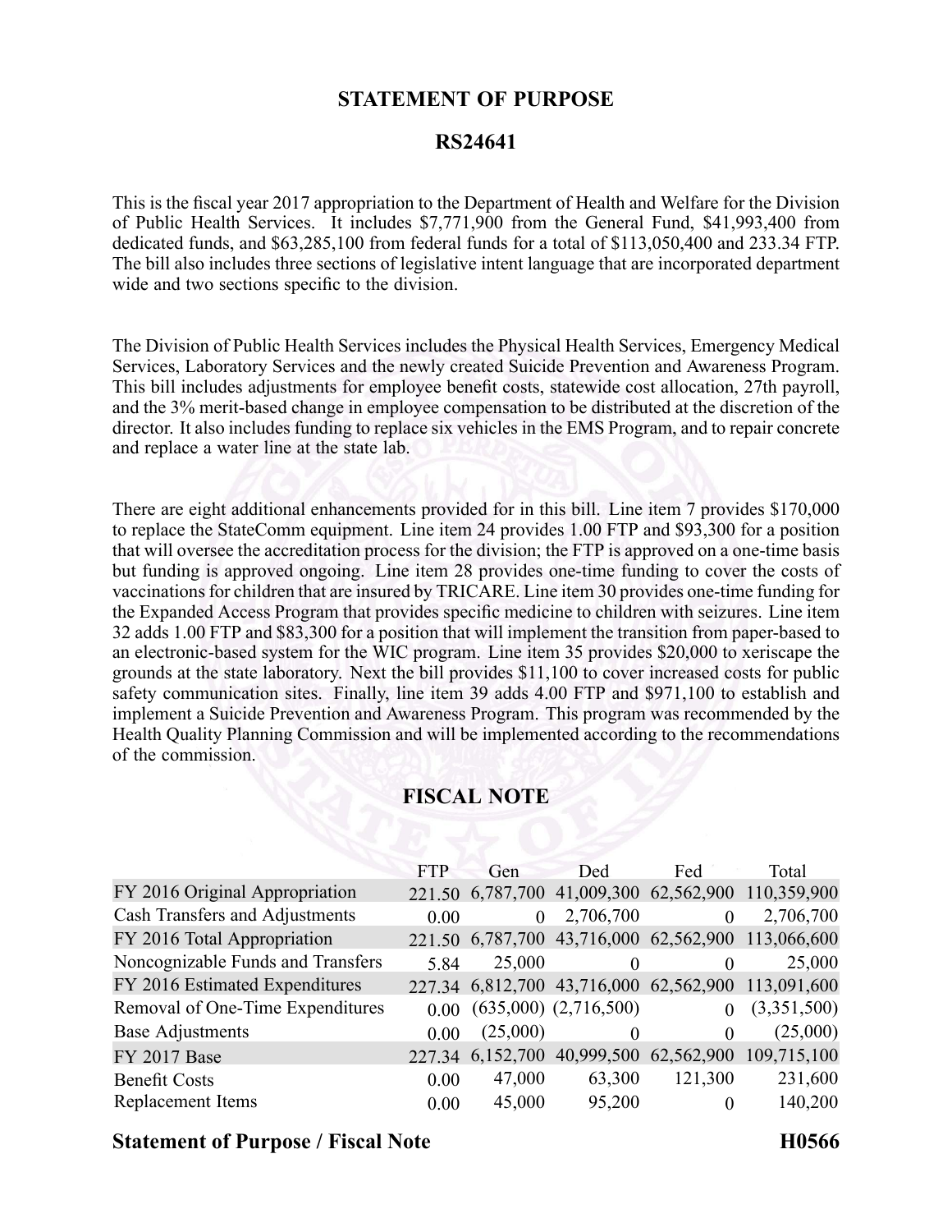## STATEMENT OF PURPOSE

## RS24641

This is the fiscal year 2017 appropriation to the Department of Health and Welfare for the Division of Public Health Services. It includes $7,771,900 from the General Fund, $41,993,400 from dedicated funds, and $63,285,100 from federal funds for a total of $113,050,400 and 233.34 FTP. The bill also includes three sections of legislative intent language that are incorporated department wide and two sections specific to the division.

The Division of Public Health Services includes the Physical Health Services, Emergency Medical Services, Laboratory Services and the newly created Suicide Prevention and Awareness Program. This bill includes adjustments for employee benefit costs, statewide cost allocation, 27th payroll, and the 3% merit-based change in employee compensation to be distributed at the discretion of the director. It also includes funding to replace six vehicles in the EMS Program, and to repair concrete and replace a water line at the state lab.

There are eight additional enhancements provided for in this bill. Line item 7 provides $170,000 to replace the StateComm equipment. Line item 24 provides 1.00 FTP and $93,300 for a position that will oversee the accreditation process for the division; the FTP is approved on a one-time basis but funding is approved ongoing. Line item 28 provides one-time funding to cover the costs of vaccinations for children that are insured by TRICARE. Line item 30 provides one-time funding for the Expanded Access Program that provides specific medicine to children with seizures. Line item 32 adds 1.00 FTP and $83,300 for a position that will implement the transition from paper-based to an electronic-based system for the WIC program. Line item 35 provides $20,000 to xeriscape the grounds at the state laboratory. Next the bill provides $11,100 to cover increased costs for public safety communication sites. Finally, line item 39 adds 4.00 FTP and $971,100 to establish and implement a Suicide Prevention and Awareness Program. This program was recommended by the Health Quality Planning Commission and will be implemented according to the recommendations of the commission.

## FISCAL NOTE

| | FTP | Gen | Ded | Fed | Total |
|---|---|---|---|---|---|
| FY 2016 Original Appropriation | 221.50 | 6,787,700 | 41,009,300 | 62,562,900 | 110,359,900 |
| Cash Transfers and Adjustments | 0.00 | 0 | 2,706,700 | 0 | 2,706,700 |
| FY 2016 Total Appropriation | 221.50 | 6,787,700 | 43,716,000 | 62,562,900 | 113,066,600 |
| Noncognizable Funds and Transfers | 5.84 | 25,000 | 0 | 0 | 25,000 |
| FY 2016 Estimated Expenditures | 227.34 | 6,812,700 | 43,716,000 | 62,562,900 | 113,091,600 |
| Removal of One-Time Expenditures | 0.00 | (635,000) | (2,716,500) | 0 | (3,351,500) |
| Base Adjustments | 0.00 | (25,000) | 0 | 0 | (25,000) |
| FY 2017 Base | 227.34 | 6,152,700 | 40,999,500 | 62,562,900 | 109,715,100 |
| Benefit Costs | 0.00 | 47,000 | 63,300 | 121,300 | 231,600 |
| Replacement Items | 0.00 | 45,000 | 95,200 | 0 | 140,200 |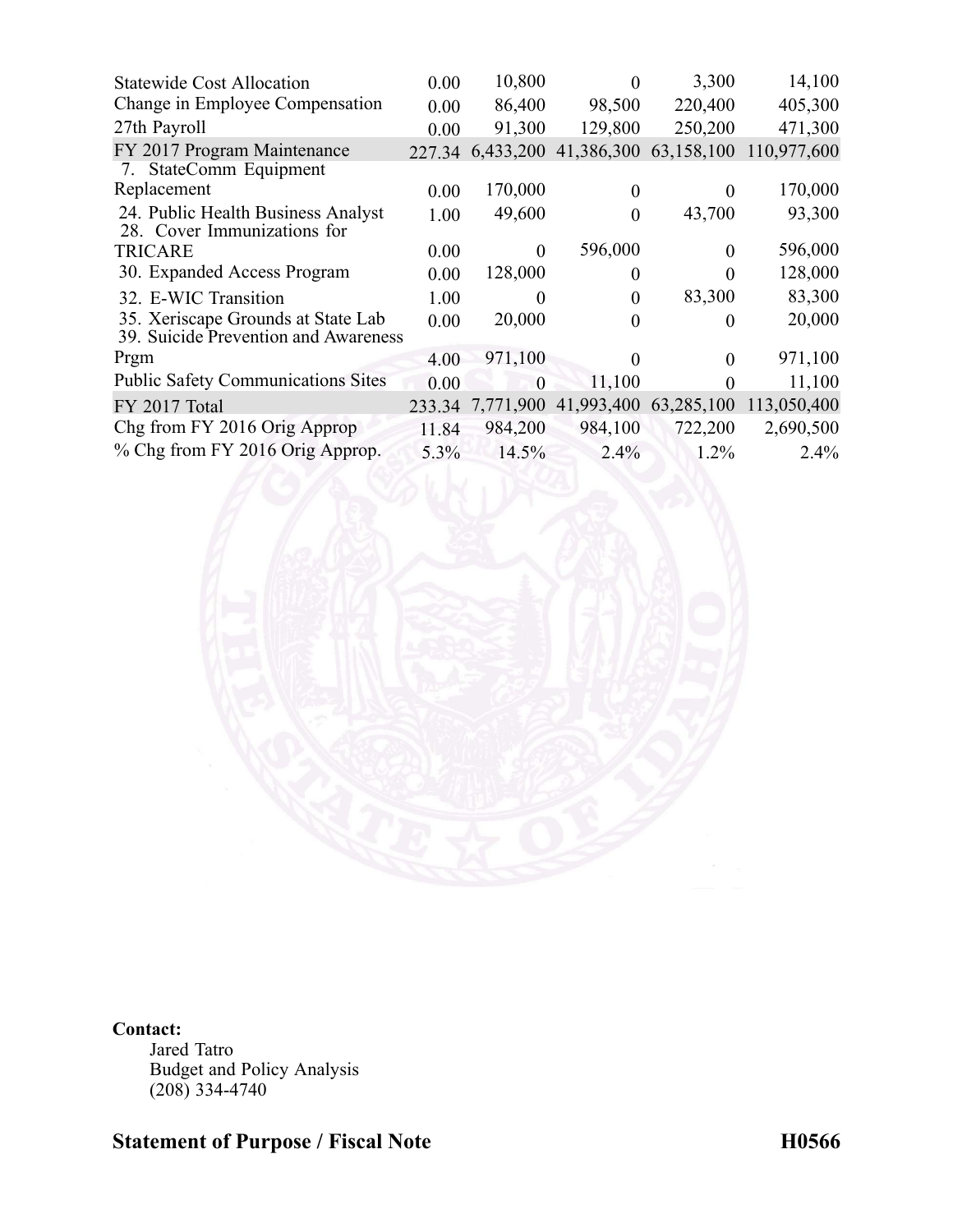| | | | | | |
|---|---|---|---|---|---|
| Statewide Cost Allocation | 0.00 | 10,800 | 0 | 3,300 | 14,100 |
| Change in Employee Compensation | 0.00 | 86,400 | 98,500 | 220,400 | 405,300 |
| 27th Payroll | 0.00 | 91,300 | 129,800 | 250,200 | 471,300 |
| FY 2017 Program Maintenance | 227.34 | 6,433,200 | 41,386,300 | 63,158,100 | 110,977,600 |
| 7. StateComm Equipment Replacement | 0.00 | 170,000 | 0 | 0 | 170,000 |
| 24. Public Health Business Analyst | 1.00 | 49,600 | 0 | 43,700 | 93,300 |
| 28. Cover Immunizations for TRICARE | 0.00 | 0 | 596,000 | 0 | 596,000 |
| 30. Expanded Access Program | 0.00 | 128,000 | 0 | 0 | 128,000 |
| 32. E-WIC Transition | 1.00 | 0 | 0 | 83,300 | 83,300 |
| 35. Xeriscape Grounds at State Lab | 0.00 | 20,000 | 0 | 0 | 20,000 |
| 39. Suicide Prevention and Awareness Prgm | 4.00 | 971,100 | 0 | 0 | 971,100 |
| Public Safety Communications Sites | 0.00 | 0 | 11,100 | 0 | 11,100 |
| FY 2017 Total | 233.34 | 7,771,900 | 41,993,400 | 63,285,100 | 113,050,400 |
| Chg from FY 2016 Orig Approp | 11.84 | 984,200 | 984,100 | 722,200 | 2,690,500 |
| % Chg from FY 2016 Orig Approp. | 5.3% | 14.5% | 2.4% | 1.2% | 2.4% |

**Contact:**
Jared Tatro
Budget and Policy Analysis
(208) 334-4740

**Statement of Purpose / Fiscal Note** **H0566**